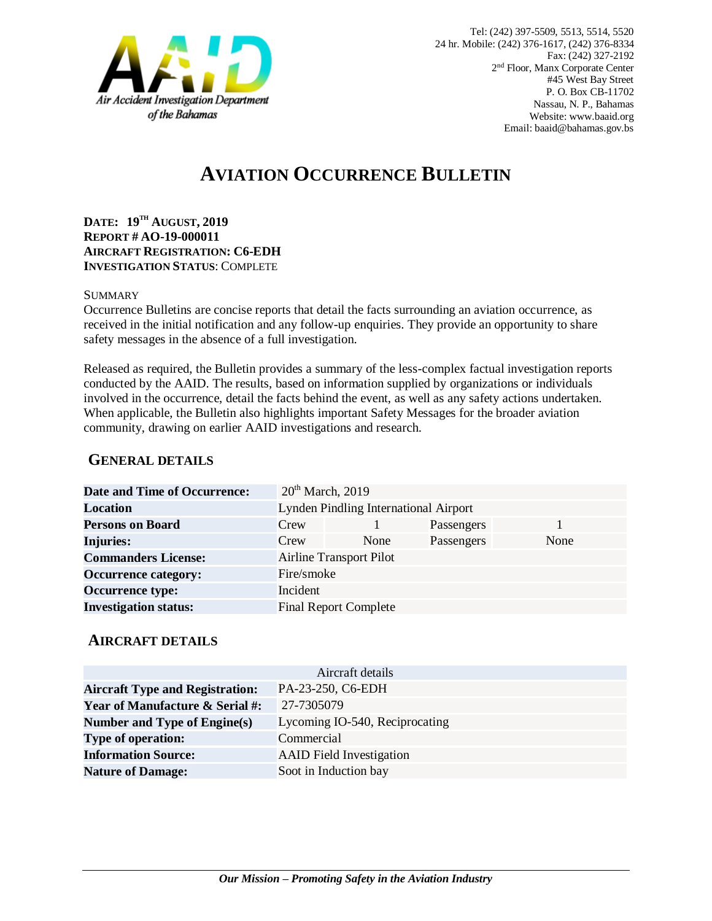Air Accident Investigation Department of the Bahamas

Tel: (242) 397-5509, 5513, 5514, 5520
24 hr. Mobile: (242) 376-1617, (242) 376-8334
Fax: (242) 327-2192
2nd Floor, Manx Corporate Center
#45 West Bay Street
P. O. Box CB-11702
Nassau, N. P., Bahamas
Website: www.baaid.org
Email: baaid@bahamas.gov.bs

# AVIATION OCCURRENCE BULLETIN

**DATE: 19TH AUGUST, 2019**
**REPORT # AO-19-000011**
**AIRCRAFT REGISTRATION: C6-EDH**
**INVESTIGATION STATUS**: COMPLETE

SUMMARY

Occurrence Bulletins are concise reports that detail the facts surrounding an aviation occurrence, as received in the initial notification and any follow-up enquiries. They provide an opportunity to share safety messages in the absence of a full investigation.

Released as required, the Bulletin provides a summary of the less-complex factual investigation reports conducted by the AAID. The results, based on information supplied by organizations or individuals involved in the occurrence, detail the facts behind the event, as well as any safety actions undertaken. When applicable, the Bulletin also highlights important Safety Messages for the broader aviation community, drawing on earlier AAID investigations and research.

## GENERAL DETAILS

| | | | | |
|---|---|---|---|---|
| **Date and Time of Occurrence:** | 20th March, 2019 | | | |
| **Location** | Lynden Pindling International Airport | | | |
| **Persons on Board** | Crew | 1 | Passengers | 1 |
| **Injuries:** | Crew | None | Passengers | None |
| **Commanders License:** | Airline Transport Pilot | | | |
| **Occurrence category:** | Fire/smoke | | | |
| **Occurrence type:** | Incident | | | |
| **Investigation status:** | Final Report Complete | | | |

## AIRCRAFT DETAILS

| Aircraft details | |
|---|---|
| **Aircraft Type and Registration:** | PA-23-250, C6-EDH |
| **Year of Manufacture & Serial #:** | 27-7305079 |
| **Number and Type of Engine(s)** | Lycoming IO-540, Reciprocating |
| **Type of operation:** | Commercial |
| **Information Source:** | AAID Field Investigation |
| **Nature of Damage:** | Soot in Induction bay |

*Our Mission – Promoting Safety in the Aviation Industry*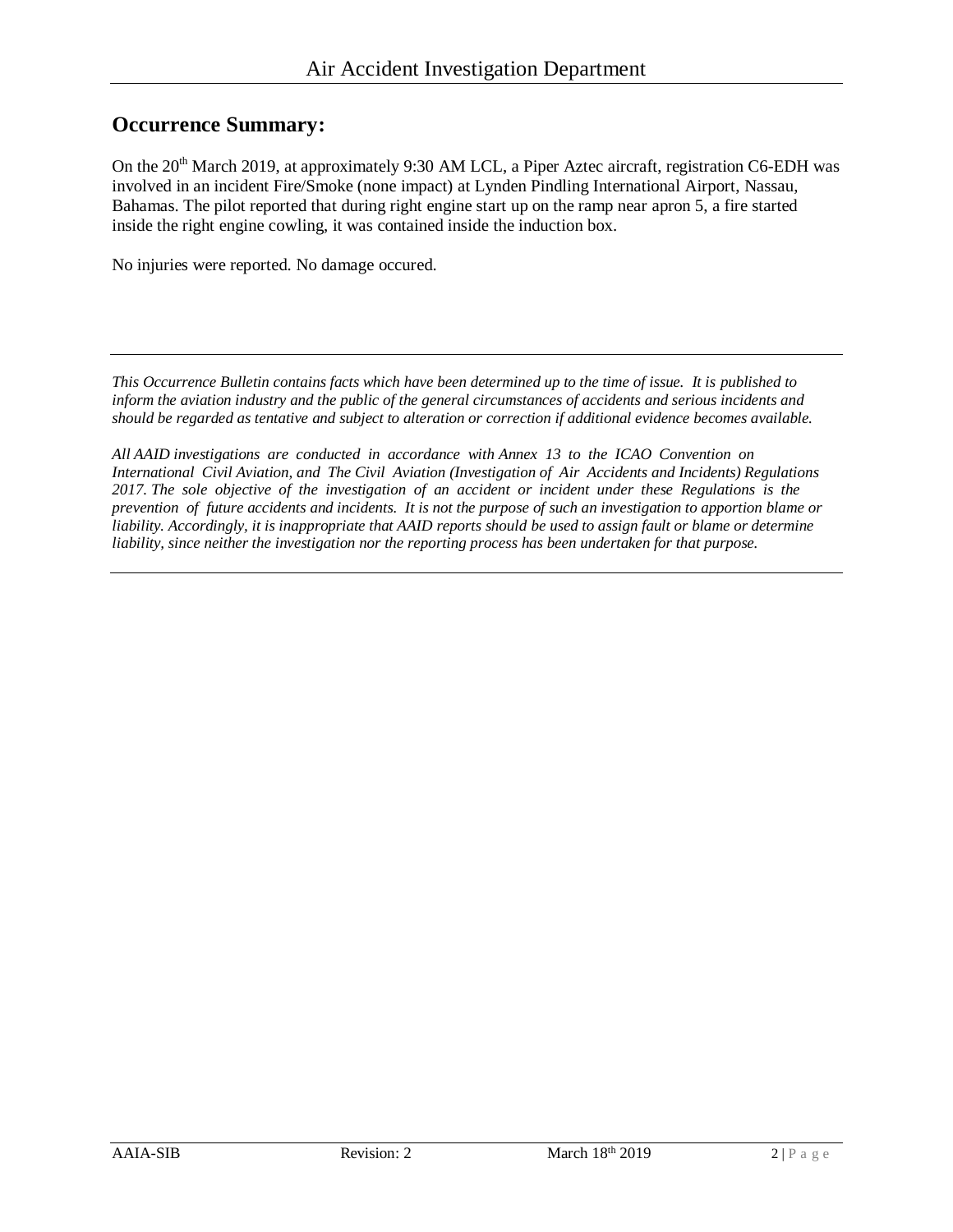## Occurrence Summary:

On the 20th March 2019, at approximately 9:30 AM LCL, a Piper Aztec aircraft, registration C6-EDH was involved in an incident Fire/Smoke (none impact) at Lynden Pindling International Airport, Nassau, Bahamas. The pilot reported that during right engine start up on the ramp near apron 5, a fire started inside the right engine cowling, it was contained inside the induction box.

No injuries were reported. No damage occured.

---

*This Occurrence Bulletin contains facts which have been determined up to the time of issue. It is published to inform the aviation industry and the public of the general circumstances of accidents and serious incidents and should be regarded as tentative and subject to alteration or correction if additional evidence becomes available.*

*All AAID investigations are conducted in accordance with Annex 13 to the ICAO Convention on International Civil Aviation, and The Civil Aviation (Investigation of Air Accidents and Incidents) Regulations 2017. The sole objective of the investigation of an accident or incident under these Regulations is the prevention of future accidents and incidents. It is not the purpose of such an investigation to apportion blame or liability. Accordingly, it is inappropriate that AAID reports should be used to assign fault or blame or determine liability, since neither the investigation nor the reporting process has been undertaken for that purpose.*

---